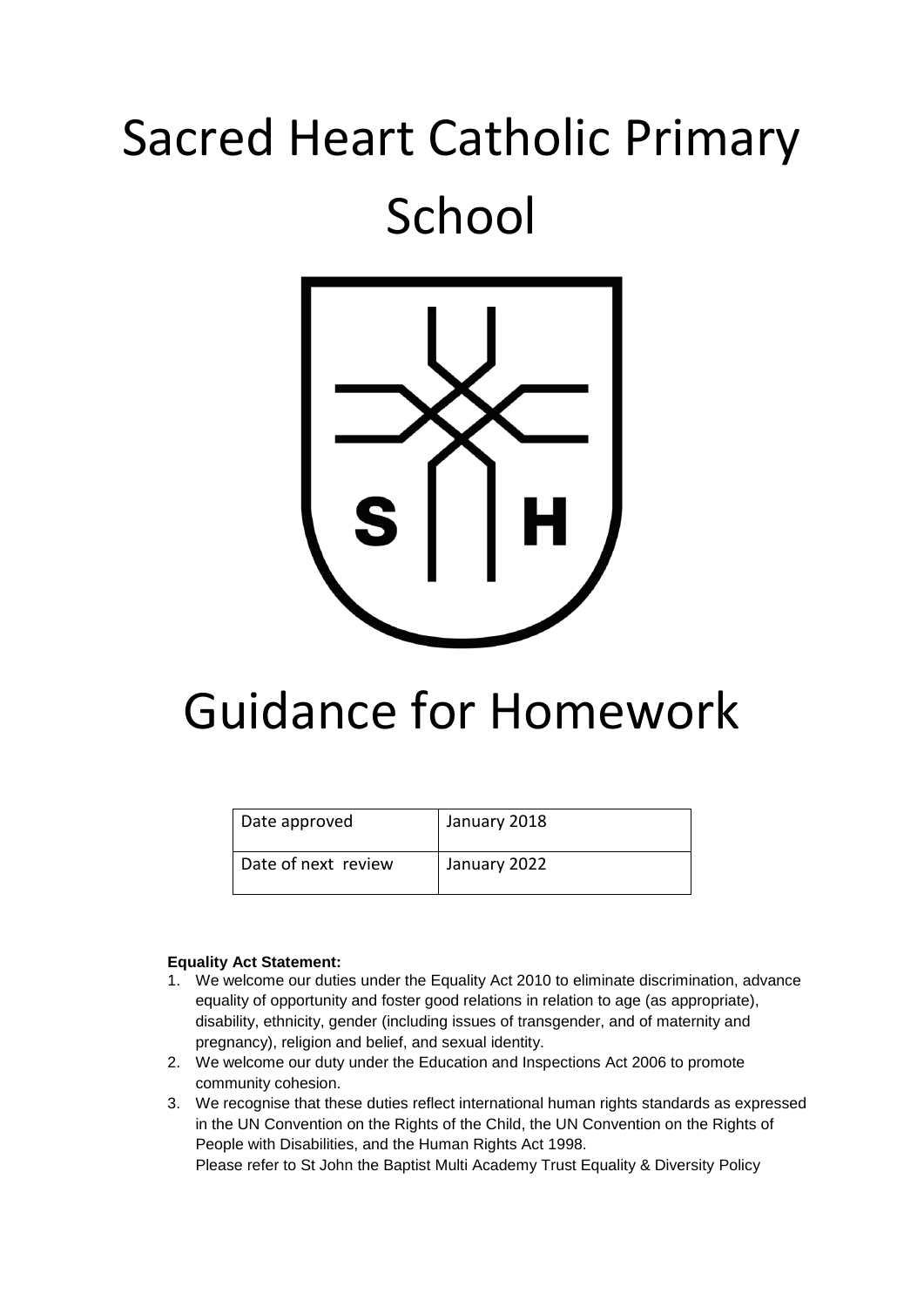# Sacred Heart Catholic Primary School

# Guidance for Homework

| Date approved | January 2018 |
| --- | --- |
| Date of next review | January 2022 |

**Equality Act Statement:**

1. We welcome our duties under the Equality Act 2010 to eliminate discrimination, advance equality of opportunity and foster good relations in relation to age (as appropriate), disability, ethnicity, gender (including issues of transgender, and of maternity and pregnancy), religion and belief, and sexual identity.
2. We welcome our duty under the Education and Inspections Act 2006 to promote community cohesion.
3. We recognise that these duties reflect international human rights standards as expressed in the UN Convention on the Rights of the Child, the UN Convention on the Rights of People with Disabilities, and the Human Rights Act 1998.
   Please refer to St John the Baptist Multi Academy Trust Equality & Diversity Policy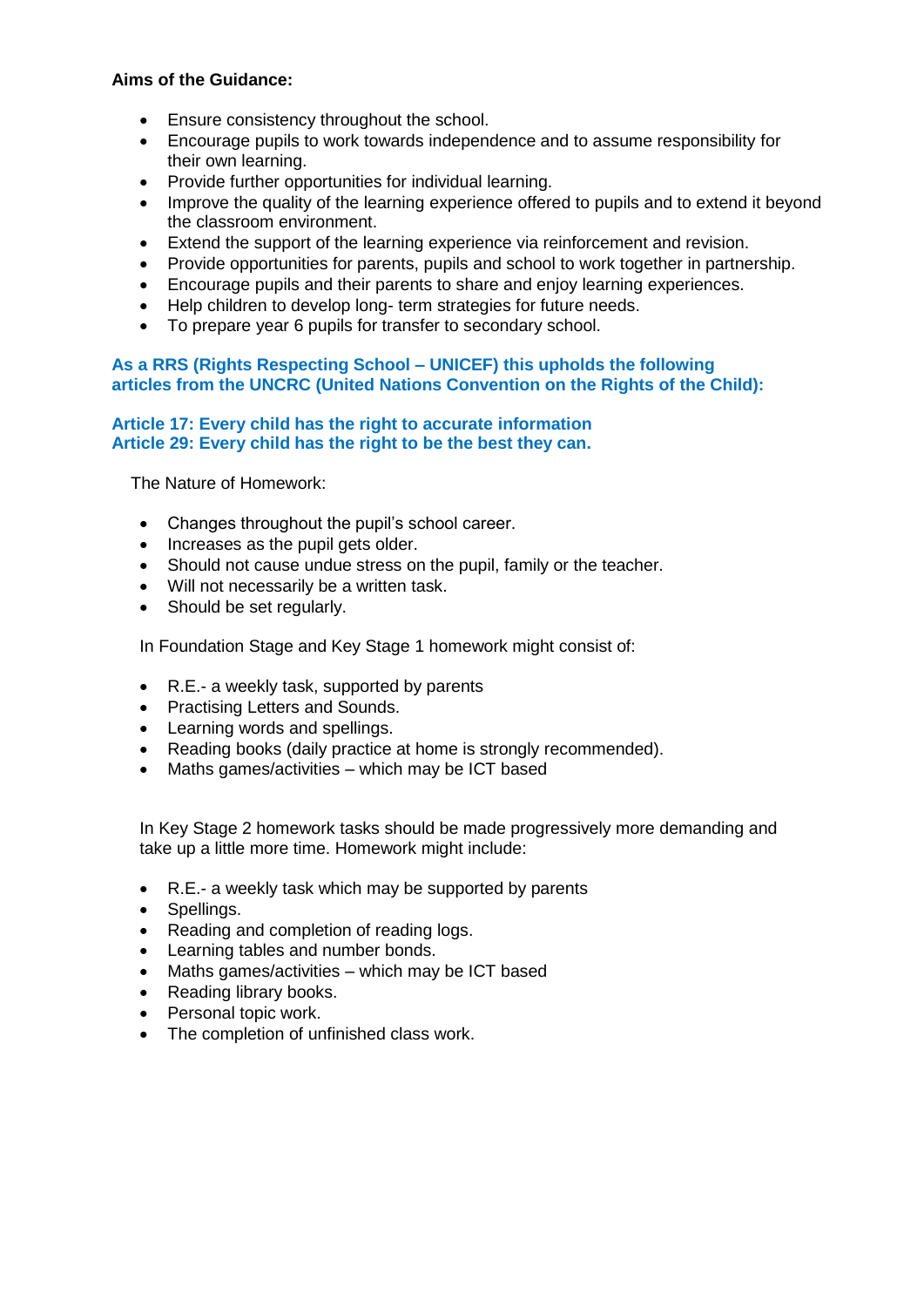**Aims of the Guidance:**

- Ensure consistency throughout the school.
- Encourage pupils to work towards independence and to assume responsibility for their own learning.
- Provide further opportunities for individual learning.
- Improve the quality of the learning experience offered to pupils and to extend it beyond the classroom environment.
- Extend the support of the learning experience via reinforcement and revision.
- Provide opportunities for parents, pupils and school to work together in partnership.
- Encourage pupils and their parents to share and enjoy learning experiences.
- Help children to develop long- term strategies for future needs.
- To prepare year 6 pupils for transfer to secondary school.

**As a RRS (Rights Respecting School – UNICEF) this upholds the following articles from the UNCRC (United Nations Convention on the Rights of the Child):**

**Article 17: Every child has the right to accurate information**
**Article 29: Every child has the right to be the best they can.**

The Nature of Homework:

- Changes throughout the pupil's school career.
- Increases as the pupil gets older.
- Should not cause undue stress on the pupil, family or the teacher.
- Will not necessarily be a written task.
- Should be set regularly.

In Foundation Stage and Key Stage 1 homework might consist of:

- R.E.- a weekly task, supported by parents
- Practising Letters and Sounds.
- Learning words and spellings.
- Reading books (daily practice at home is strongly recommended).
- Maths games/activities – which may be ICT based

In Key Stage 2 homework tasks should be made progressively more demanding and take up a little more time. Homework might include:

- R.E.- a weekly task which may be supported by parents
- Spellings.
- Reading and completion of reading logs.
- Learning tables and number bonds.
- Maths games/activities – which may be ICT based
- Reading library books.
- Personal topic work.
- The completion of unfinished class work.